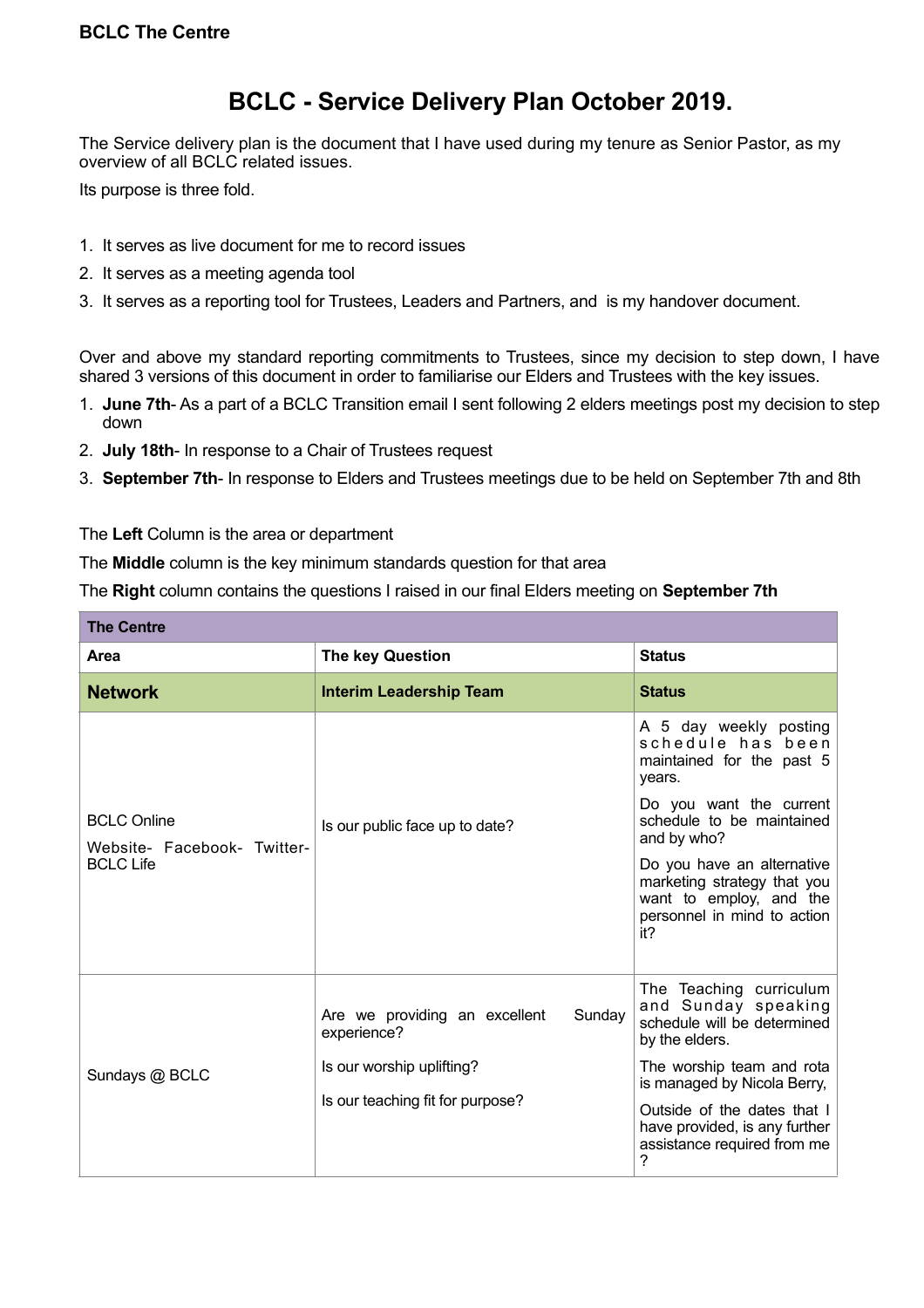# BCLC - Service Delivery Plan October 2019.

The Service delivery plan is the document that I have used during my tenure as Senior Pastor, as my overview of all BCLC related issues.

Its purpose is three fold.

1. It serves as live document for me to record issues
2. It serves as a meeting agenda tool
3. It serves as a reporting tool for Trustees, Leaders and Partners, and is my handover document.

Over and above my standard reporting commitments to Trustees, since my decision to step down, I have shared 3 versions of this document in order to familiarise our Elders and Trustees with the key issues.

1. **June 7th**- As a part of a BCLC Transition email I sent following 2 elders meetings post my decision to step down
2. **July 18th**- In response to a Chair of Trustees request
3. **September 7th**- In response to Elders and Trustees meetings due to be held on September 7th and 8th

The **Left** Column is the area or department

The **Middle** column is the key minimum standards question for that area

The **Right** column contains the questions I raised in our final Elders meeting on **September 7th**

| **The Centre** | | |
|---|---|---|
| **Area** | **The key Question** | **Status** |
| **Network** | **Interim Leadership Team** | **Status** |
| BCLC Online<br><br>Website- Facebook- Twitter- BCLC Life | Is our public face up to date? | A 5 day weekly posting schedule has been maintained for the past 5 years.<br><br>Do you want the current schedule to be maintained and by who?<br><br>Do you have an alternative marketing strategy that you want to employ, and the personnel in mind to action it? |
| Sundays @ BCLC | Are we providing an excellent Sunday experience?<br><br>Is our worship uplifting?<br><br>Is our teaching fit for purpose? | The Teaching curriculum and Sunday speaking schedule will be determined by the elders.<br><br>The worship team and rota is managed by Nicola Berry,<br><br>Outside of the dates that I have provided, is any further assistance required from me ? |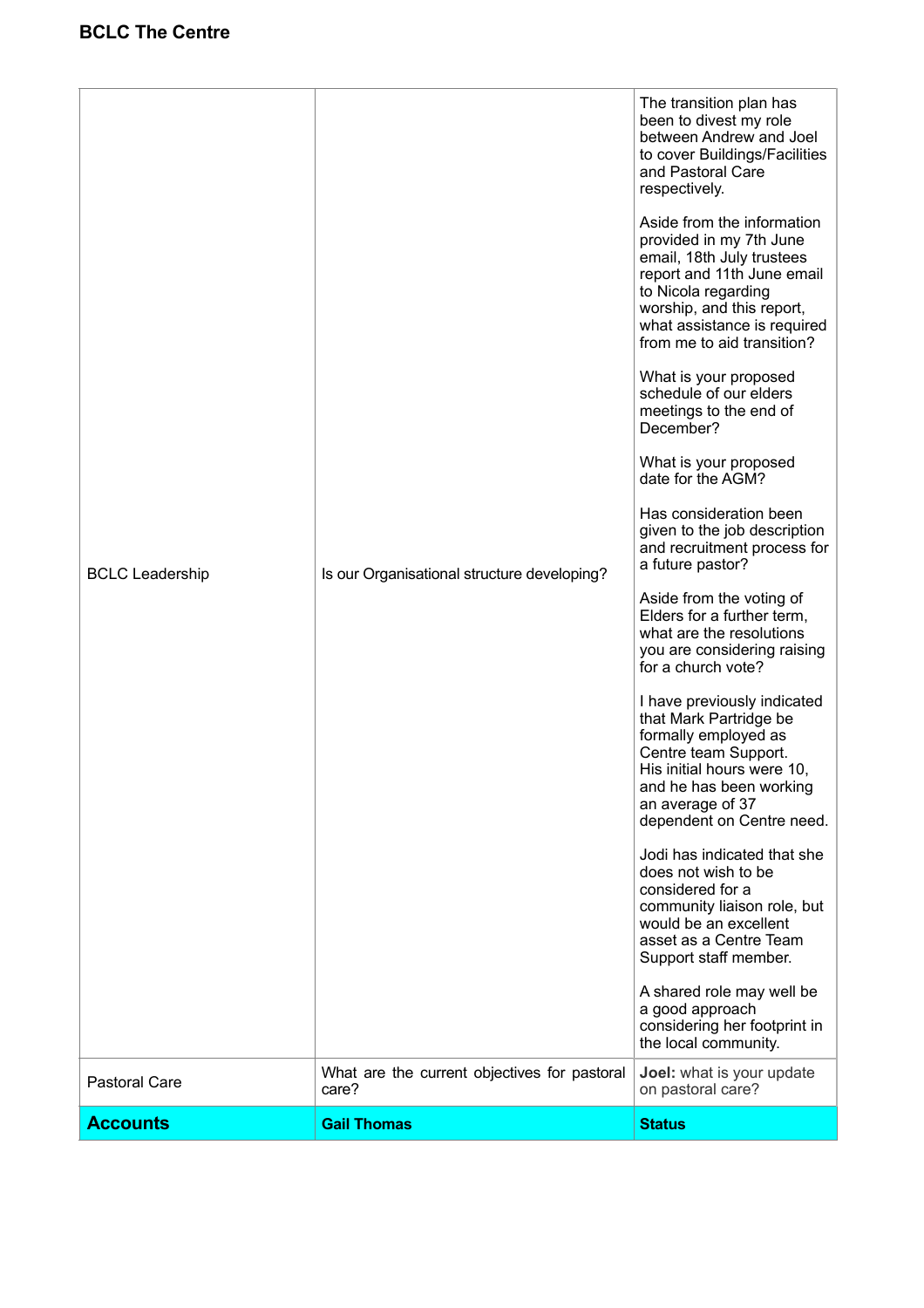## BCLC The Centre

| | | |
|---|---|---|
| BCLC Leadership | Is our Organisational structure developing? | The transition plan has been to divest my role between Andrew and Joel to cover Buildings/Facilities and Pastoral Care respectively.<br><br>Aside from the information provided in my 7th June email, 18th July trustees report and 11th June email to Nicola regarding worship, and this report, what assistance is required from me to aid transition?<br><br>What is your proposed schedule of our elders meetings to the end of December?<br><br>What is your proposed date for the AGM?<br><br>Has consideration been given to the job description and recruitment process for a future pastor?<br><br>Aside from the voting of Elders for a further term, what are the resolutions you are considering raising for a church vote?<br><br>I have previously indicated that Mark Partridge be formally employed as Centre team Support. His initial hours were 10, and he has been working an average of 37 dependent on Centre need.<br><br>Jodi has indicated that she does not wish to be considered for a community liaison role, but would be an excellent asset as a Centre Team Support staff member.<br><br>A shared role may well be a good approach considering her footprint in the local community. |
| Pastoral Care | What are the current objectives for pastoral care? | **Joel:** what is your update on pastoral care? |
| **Accounts** | **Gail Thomas** | **Status** |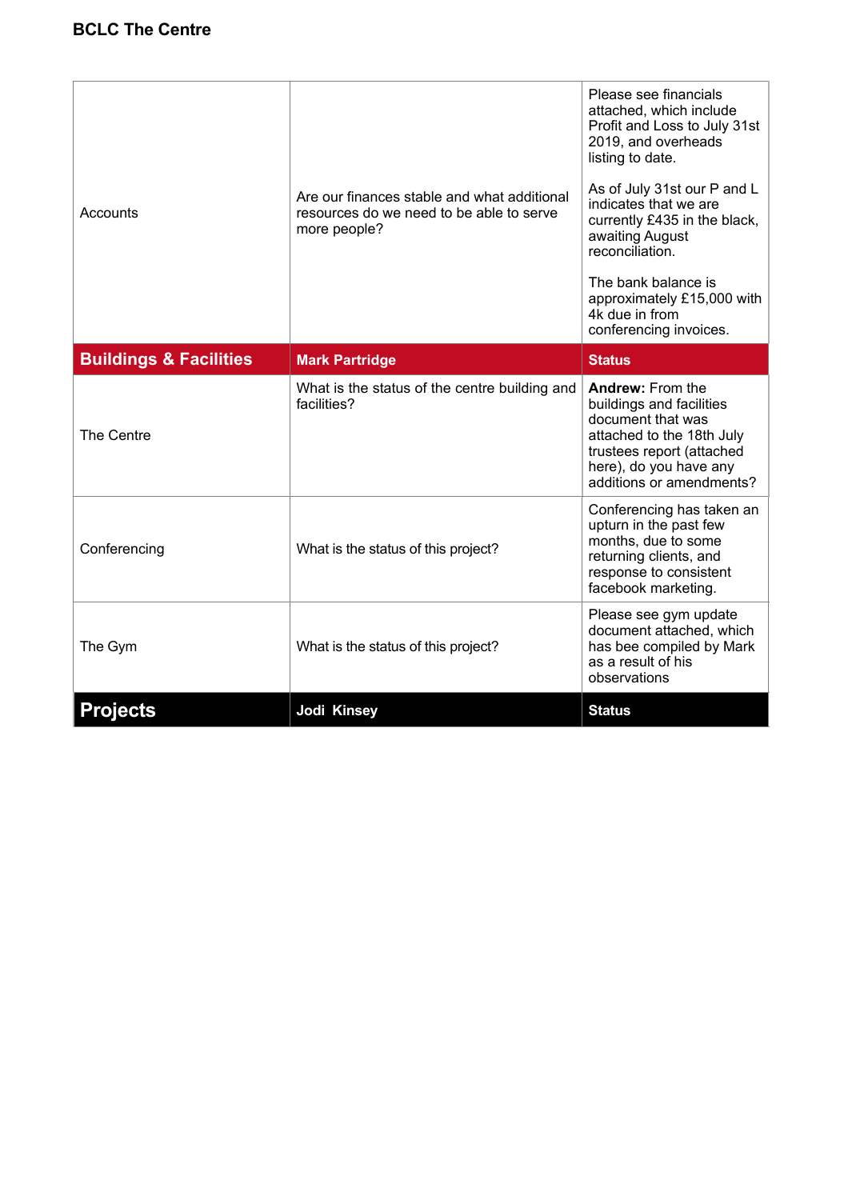**BCLC The Centre**

| | | |
|---|---|---|
| Accounts | Are our finances stable and what additional resources do we need to be able to serve more people? | Please see financials attached, which include Profit and Loss to July 31st 2019, and overheads listing to date.<br><br>As of July 31st our P and L indicates that we are currently £435 in the black, awaiting August reconciliation.<br><br>The bank balance is approximately £15,000 with 4k due in from conferencing invoices. |
| **Buildings & Facilities** | **Mark Partridge** | **Status** |
| The Centre | What is the status of the centre building and facilities? | **Andrew:** From the buildings and facilities document that was attached to the 18th July trustees report (attached here), do you have any additions or amendments? |
| Conferencing | What is the status of this project? | Conferencing has taken an upturn in the past few months, due to some returning clients, and response to consistent facebook marketing. |
| The Gym | What is the status of this project? | Please see gym update document attached, which has bee compiled by Mark as a result of his observations |
| **Projects** | **Jodi Kinsey** | **Status** |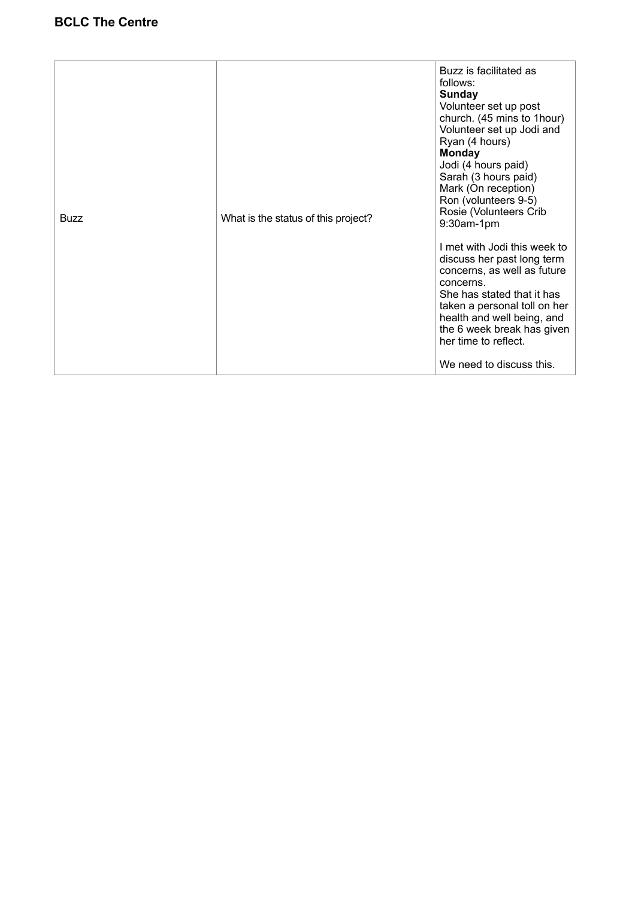| Buzz | What is the status of this project? | Buzz is facilitated as follows:<br>**Sunday**<br>Volunteer set up post church. (45 mins to 1hour)<br>Volunteer set up Jodi and Ryan (4 hours)<br>**Monday**<br>Jodi (4 hours paid)<br>Sarah (3 hours paid)<br>Mark (On reception)<br>Ron (volunteers 9-5)<br>Rosie (Volunteers Crib 9:30am-1pm<br><br>I met with Jodi this week to discuss her past long term concerns, as well as future concerns.<br>She has stated that it has taken a personal toll on her health and well being, and the 6 week break has given her time to reflect.<br><br>We need to discuss this. |
|---|---|---|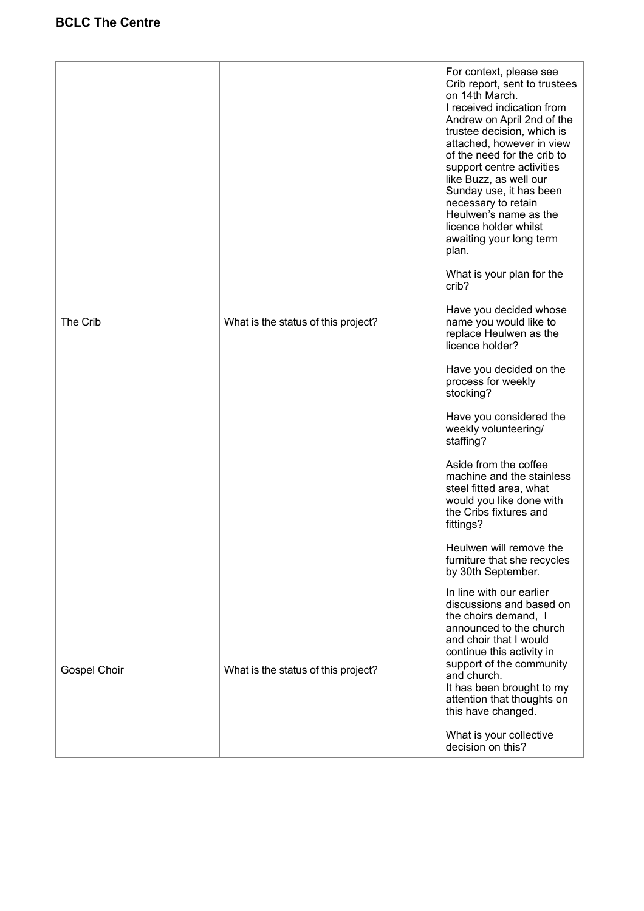## BCLC The Centre

| | | |
|---|---|---|
| The Crib | What is the status of this project? | For context, please see Crib report, sent to trustees on 14th March.<br>I received indication from Andrew on April 2nd of the trustee decision, which is attached, however in view of the need for the crib to support centre activities like Buzz, as well our Sunday use, it has been necessary to retain Heulwen's name as the licence holder whilst awaiting your long term plan.<br><br>What is your plan for the crib?<br><br>Have you decided whose name you would like to replace Heulwen as the licence holder?<br><br>Have you decided on the process for weekly stocking?<br><br>Have you considered the weekly volunteering/ staffing?<br><br>Aside from the coffee machine and the stainless steel fitted area, what would you like done with the Cribs fixtures and fittings?<br><br>Heulwen will remove the furniture that she recycles by 30th September. |
| Gospel Choir | What is the status of this project? | In line with our earlier discussions and based on the choirs demand, I announced to the church and choir that I would continue this activity in support of the community and church.<br>It has been brought to my attention that thoughts on this have changed.<br><br>What is your collective decision on this? |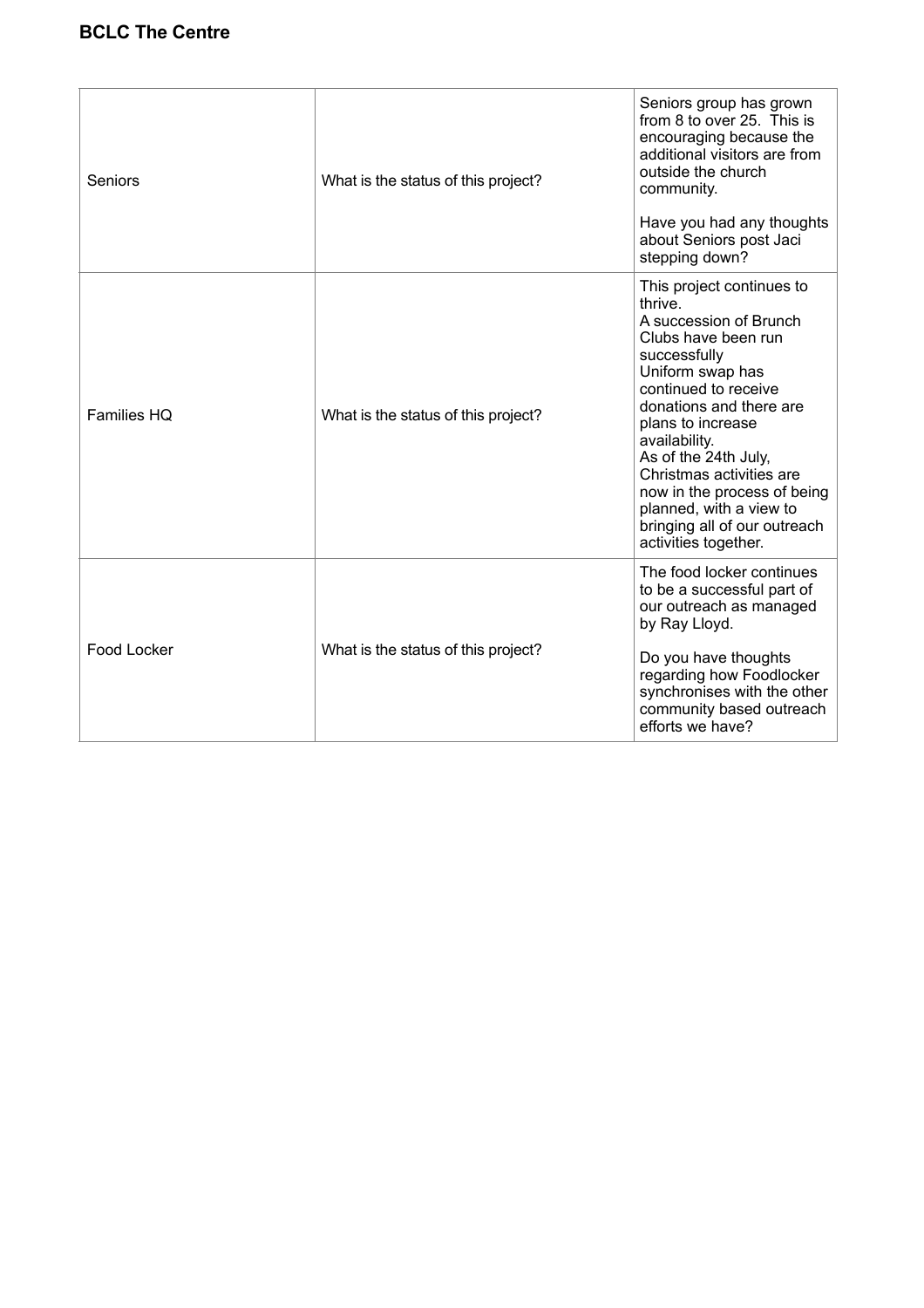**BCLC The Centre**

| | | |
|---|---|---|
| Seniors | What is the status of this project? | Seniors group has grown from 8 to over 25. This is encouraging because the additional visitors are from outside the church community.<br><br>Have you had any thoughts about Seniors post Jaci stepping down? |
| Families HQ | What is the status of this project? | This project continues to thrive.<br>A succession of Brunch Clubs have been run successfully<br>Uniform swap has continued to receive donations and there are plans to increase availability.<br>As of the 24th July, Christmas activities are now in the process of being planned, with a view to bringing all of our outreach activities together. |
| Food Locker | What is the status of this project? | The food locker continues to be a successful part of our outreach as managed by Ray Lloyd.<br><br>Do you have thoughts regarding how Foodlocker synchronises with the other community based outreach efforts we have? |